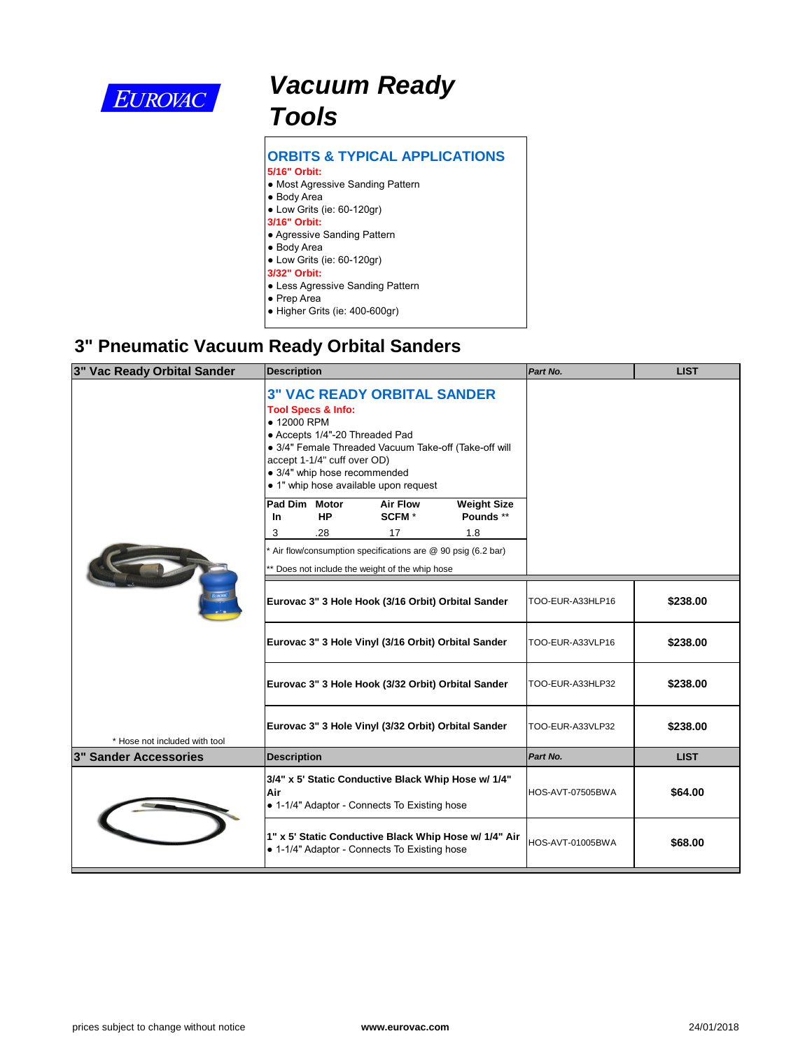EUROVAC

# Vacuum Ready Tools

## ORBITS & TYPICAL APPLICATIONS

**5/16" Orbit:**
- Most Agressive Sanding Pattern
- Body Area
- Low Grits (ie: 60-120gr)

**3/16" Orbit:**
- Agressive Sanding Pattern
- Body Area
- Low Grits (ie: 60-120gr)

**3/32" Orbit:**
- Less Agressive Sanding Pattern
- Prep Area
- Higher Grits (ie: 400-600gr)

## 3" Pneumatic Vacuum Ready Orbital Sanders

| 3" Vac Ready Orbital Sander | Description | Part No. | LIST |
|---|---|---|---|
| | **3" VAC READY ORBITAL SANDER**<br>**Tool Specs & Info:**<br>• 12000 RPM<br>• Accepts 1/4"-20 Threaded Pad<br>• 3/4" Female Threaded Vacuum Take-off (Take-off will accept 1-1/4" cuff over OD)<br>• 3/4" whip hose recommended<br>• 1" whip hose available upon request | | |
| | **Pad Dim In**: 3 · **Motor HP**: .28 · **Air Flow SCFM \***: 17 · **Weight Size Pounds \*\***: 1.8<br>\* Air flow/consumption specifications are @ 90 psig (6.2 bar)<br>\*\* Does not include the weight of the whip hose | | |
| | **Eurovac 3" 3 Hole Hook (3/16 Orbit) Orbital Sander** | TOO-EUR-A33HLP16 | **$238.00** |
| | **Eurovac 3" 3 Hole Vinyl (3/16 Orbit) Orbital Sander** | TOO-EUR-A33VLP16 | **$238.00** |
| | **Eurovac 3" 3 Hole Hook (3/32 Orbit) Orbital Sander** | TOO-EUR-A33HLP32 | **$238.00** |
| \* Hose not included with tool | **Eurovac 3" 3 Hole Vinyl (3/32 Orbit) Orbital Sander** | TOO-EUR-A33VLP32 | **$238.00** |

| 3" Sander Accessories | Description | Part No. | LIST |
|---|---|---|---|
| | **3/4" x 5' Static Conductive Black Whip Hose w/ 1/4" Air**<br>• 1-1/4" Adaptor - Connects To Existing hose | HOS-AVT-07505BWA | **$64.00** |
| | **1" x 5' Static Conductive Black Whip Hose w/ 1/4" Air**<br>• 1-1/4" Adaptor - Connects To Existing hose | HOS-AVT-01005BWA | **$68.00** |

prices subject to change without notice | **www.eurovac.com** | 24/01/2018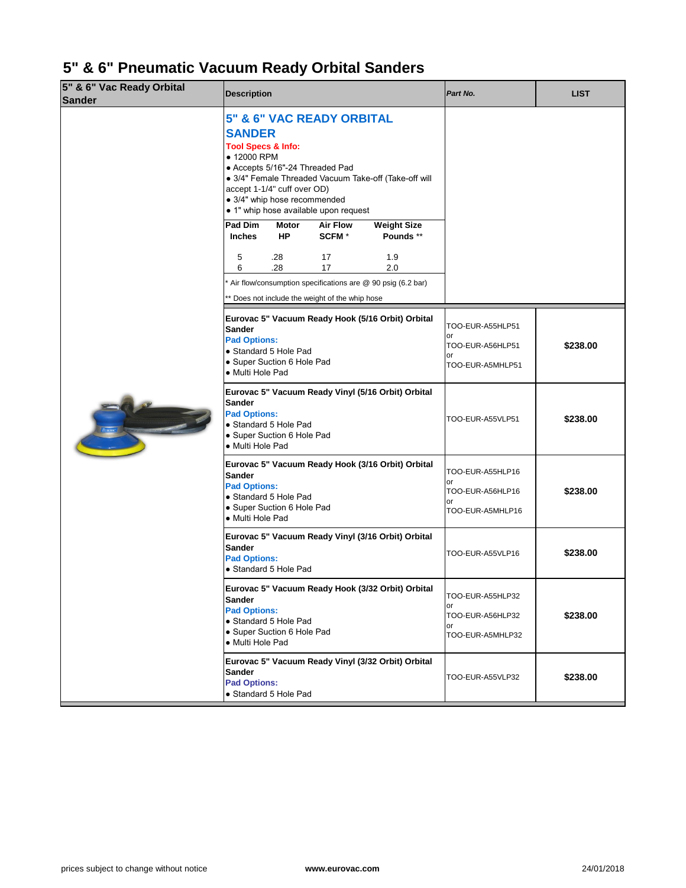# 5" & 6" Pneumatic Vacuum Ready Orbital Sanders

| 5" & 6" Vac Ready Orbital Sander | Description | Part No. | LIST |
|---|---|---|---|
| | **5" & 6" VAC READY ORBITAL SANDER**<br>**Tool Specs & Info:**<br>• 12000 RPM<br>• Accepts 5/16"-24 Threaded Pad<br>• 3/4" Female Threaded Vacuum Take-off (Take-off will accept 1-1/4" cuff over OD)<br>• 3/4" whip hose recommended<br>• 1" whip hose available upon request | | |
| | **Eurovac 5" Vacuum Ready Hook (5/16 Orbit) Orbital Sander**<br>**Pad Options:**<br>• Standard 5 Hole Pad<br>• Super Suction 6 Hole Pad<br>• Multi Hole Pad | TOO-EUR-A55HLP51<br>or<br>TOO-EUR-A56HLP51<br>or<br>TOO-EUR-A5MHLP51 | **$238.00** |
| | **Eurovac 5" Vacuum Ready Vinyl (5/16 Orbit) Orbital Sander**<br>**Pad Options:**<br>• Standard 5 Hole Pad<br>• Super Suction 6 Hole Pad<br>• Multi Hole Pad | TOO-EUR-A55VLP51 | **$238.00** |
| | **Eurovac 5" Vacuum Ready Hook (3/16 Orbit) Orbital Sander**<br>**Pad Options:**<br>• Standard 5 Hole Pad<br>• Super Suction 6 Hole Pad<br>• Multi Hole Pad | TOO-EUR-A55HLP16<br>or<br>TOO-EUR-A56HLP16<br>or<br>TOO-EUR-A5MHLP16 | **$238.00** |
| | **Eurovac 5" Vacuum Ready Vinyl (3/16 Orbit) Orbital Sander**<br>**Pad Options:**<br>• Standard 5 Hole Pad | TOO-EUR-A55VLP16 | **$238.00** |
| | **Eurovac 5" Vacuum Ready Hook (3/32 Orbit) Orbital Sander**<br>**Pad Options:**<br>• Standard 5 Hole Pad<br>• Super Suction 6 Hole Pad<br>• Multi Hole Pad | TOO-EUR-A55HLP32<br>or<br>TOO-EUR-A56HLP32<br>or<br>TOO-EUR-A5MHLP32 | **$238.00** |
| | **Eurovac 5" Vacuum Ready Vinyl (3/32 Orbit) Orbital Sander**<br>**Pad Options:**<br>• Standard 5 Hole Pad | TOO-EUR-A55VLP32 | **$238.00** |

| Pad Dim Inches | Motor HP | Air Flow SCFM * | Weight Size Pounds ** |
|---|---|---|---|
| 5 | .28 | 17 | 1.9 |
| 6 | .28 | 17 | 2.0 |

\* Air flow/consumption specifications are @ 90 psig (6.2 bar)

** Does not include the weight of the whip hose

prices subject to change without notice | www.eurovac.com | 24/01/2018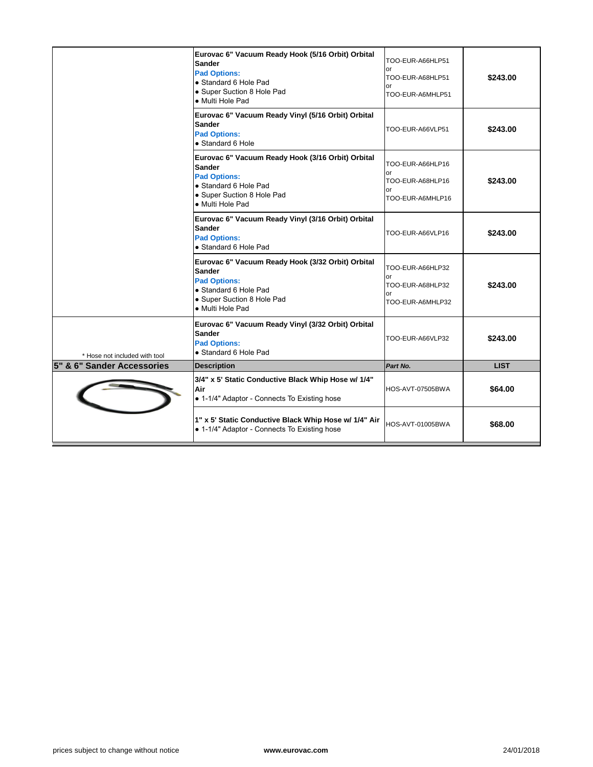| | | | |
|---|---|---|---|
| | **Eurovac 6" Vacuum Ready Hook (5/16 Orbit) Orbital Sander**<br>**Pad Options:**<br>• Standard 6 Hole Pad<br>• Super Suction 8 Hole Pad<br>• Multi Hole Pad | TOO-EUR-A66HLP51<br>or<br>TOO-EUR-A68HLP51<br>or<br>TOO-EUR-A6MHLP51 | **$243.00** |
| | **Eurovac 6" Vacuum Ready Vinyl (5/16 Orbit) Orbital Sander**<br>**Pad Options:**<br>• Standard 6 Hole | TOO-EUR-A66VLP51 | **$243.00** |
| | **Eurovac 6" Vacuum Ready Hook (3/16 Orbit) Orbital Sander**<br>**Pad Options:**<br>• Standard 6 Hole Pad<br>• Super Suction 8 Hole Pad<br>• Multi Hole Pad | TOO-EUR-A66HLP16<br>or<br>TOO-EUR-A68HLP16<br>or<br>TOO-EUR-A6MHLP16 | **$243.00** |
| | **Eurovac 6" Vacuum Ready Vinyl (3/16 Orbit) Orbital Sander**<br>**Pad Options:**<br>• Standard 6 Hole Pad | TOO-EUR-A66VLP16 | **$243.00** |
| | **Eurovac 6" Vacuum Ready Hook (3/32 Orbit) Orbital Sander**<br>**Pad Options:**<br>• Standard 6 Hole Pad<br>• Super Suction 8 Hole Pad<br>• Multi Hole Pad | TOO-EUR-A66HLP32<br>or<br>TOO-EUR-A68HLP32<br>or<br>TOO-EUR-A6MHLP32 | **$243.00** |
| * Hose not included with tool | **Eurovac 6" Vacuum Ready Vinyl (3/32 Orbit) Orbital Sander**<br>**Pad Options:**<br>• Standard 6 Hole Pad | TOO-EUR-A66VLP32 | **$243.00** |
| **5" & 6" Sander Accessories** | **Description** | ***Part No.*** | **LIST** |
| | **3/4" x 5' Static Conductive Black Whip Hose w/ 1/4" Air**<br>• 1-1/4" Adaptor - Connects To Existing hose | HOS-AVT-07505BWA | **$64.00** |
| | **1" x 5' Static Conductive Black Whip Hose w/ 1/4" Air**<br>• 1-1/4" Adaptor - Connects To Existing hose | HOS-AVT-01005BWA | **$68.00** |

prices subject to change without notice **www.eurovac.com** 24/01/2018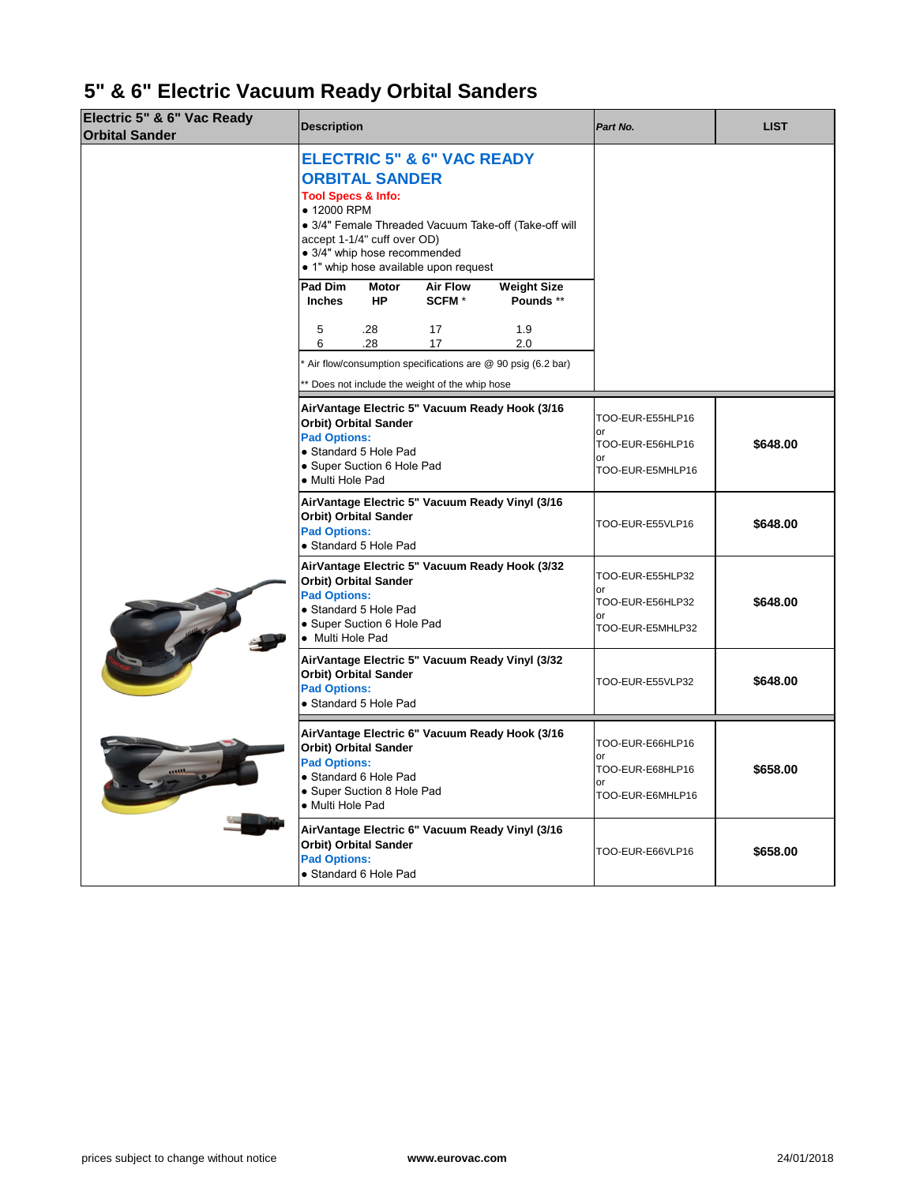# 5" & 6" Electric Vacuum Ready Orbital Sanders

| Electric 5" & 6" Vac Ready Orbital Sander | Description | Part No. | LIST |
|---|---|---|---|
| | **ELECTRIC 5" & 6" VAC READY ORBITAL SANDER**<br>**Tool Specs & Info:**<br>• 12000 RPM<br>• 3/4" Female Threaded Vacuum Take-off (Take-off will accept 1-1/4" cuff over OD)<br>• 3/4" whip hose recommended<br>• 1" whip hose available upon request | | |
| | **AirVantage Electric 5" Vacuum Ready Hook (3/16 Orbit) Orbital Sander**<br>**Pad Options:**<br>• Standard 5 Hole Pad<br>• Super Suction 6 Hole Pad<br>• Multi Hole Pad | TOO-EUR-E55HLP16<br>or<br>TOO-EUR-E56HLP16<br>or<br>TOO-EUR-E5MHLP16 | **$648.00** |
| | **AirVantage Electric 5" Vacuum Ready Vinyl (3/16 Orbit) Orbital Sander**<br>**Pad Options:**<br>• Standard 5 Hole Pad | TOO-EUR-E55VLP16 | **$648.00** |
| | **AirVantage Electric 5" Vacuum Ready Hook (3/32 Orbit) Orbital Sander**<br>**Pad Options:**<br>• Standard 5 Hole Pad<br>• Super Suction 6 Hole Pad<br>• Multi Hole Pad | TOO-EUR-E55HLP32<br>or<br>TOO-EUR-E56HLP32<br>or<br>TOO-EUR-E5MHLP32 | **$648.00** |
| | **AirVantage Electric 5" Vacuum Ready Vinyl (3/32 Orbit) Orbital Sander**<br>**Pad Options:**<br>• Standard 5 Hole Pad | TOO-EUR-E55VLP32 | **$648.00** |
| | **AirVantage Electric 6" Vacuum Ready Hook (3/16 Orbit) Orbital Sander**<br>**Pad Options:**<br>• Standard 6 Hole Pad<br>• Super Suction 8 Hole Pad<br>• Multi Hole Pad | TOO-EUR-E66HLP16<br>or<br>TOO-EUR-E68HLP16<br>or<br>TOO-EUR-E6MHLP16 | **$658.00** |
| | **AirVantage Electric 6" Vacuum Ready Vinyl (3/16 Orbit) Orbital Sander**<br>**Pad Options:**<br>• Standard 6 Hole Pad | TOO-EUR-E66VLP16 | **$658.00** |

| Pad Dim Inches | Motor HP | Air Flow SCFM * | Weight Size Pounds ** |
|---|---|---|---|
| 5 | .28 | 17 | 1.9 |
| 6 | .28 | 17 | 2.0 |

\* Air flow/consumption specifications are @ 90 psig (6.2 bar)

\*\* Does not include the weight of the whip hose

prices subject to change without notice | www.eurovac.com | 24/01/2018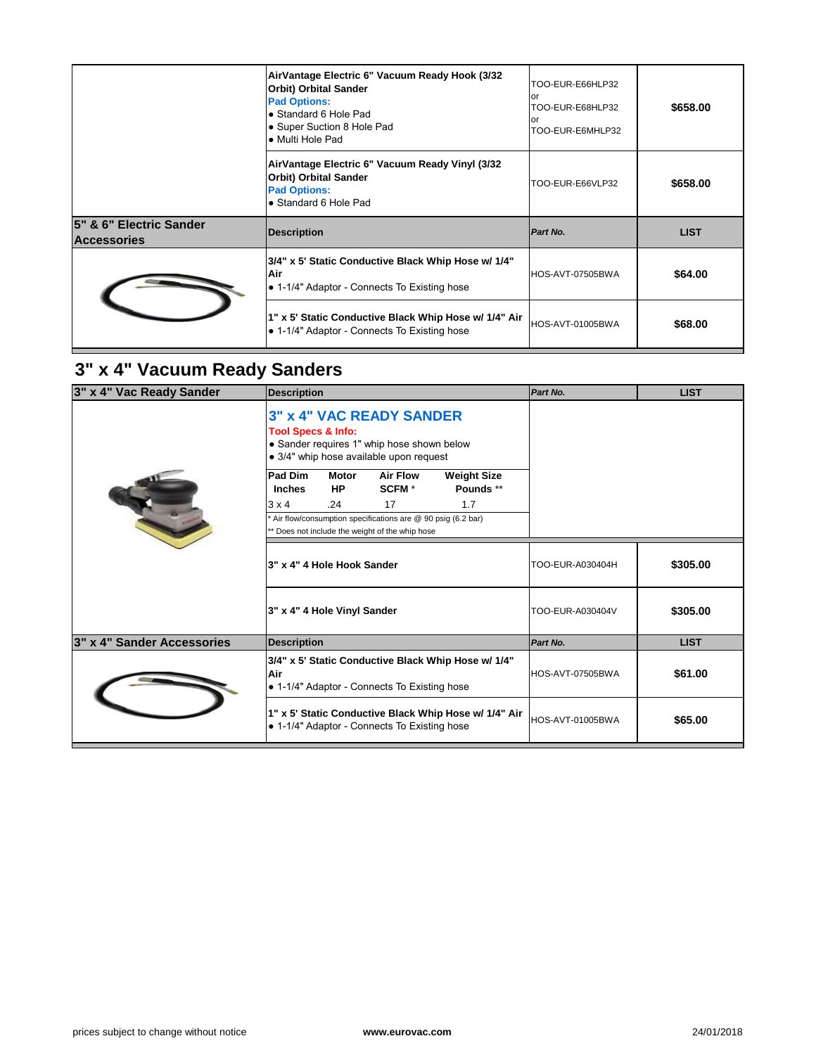| | Description | Part No. | LIST |
|---|---|---|---|
| | **AirVantage Electric 6" Vacuum Ready Hook (3/32 Orbit) Orbital Sander**<br>**Pad Options:**<br>• Standard 6 Hole Pad<br>• Super Suction 8 Hole Pad<br>• Multi Hole Pad | TOO-EUR-E66HLP32 or TOO-EUR-E68HLP32 or TOO-EUR-E6MHLP32 | **$658.00** |
| | **AirVantage Electric 6" Vacuum Ready Vinyl (3/32 Orbit) Orbital Sander**<br>**Pad Options:**<br>• Standard 6 Hole Pad | TOO-EUR-E66VLP32 | **$658.00** |

| 5" & 6" Electric Sander Accessories | Description | Part No. | LIST |
|---|---|---|---|
| | **3/4" x 5' Static Conductive Black Whip Hose w/ 1/4" Air**<br>• 1-1/4" Adaptor - Connects To Existing hose | HOS-AVT-07505BWA | **$64.00** |
| | **1" x 5' Static Conductive Black Whip Hose w/ 1/4" Air**<br>• 1-1/4" Adaptor - Connects To Existing hose | HOS-AVT-01005BWA | **$68.00** |

## 3" x 4" Vacuum Ready Sanders

| 3" x 4" Vac Ready Sander | Description | Part No. | LIST |
|---|---|---|---|
| | **3" x 4" VAC READY SANDER**<br>**Tool Specs & Info:**<br>• Sander requires 1" whip hose shown below<br>• 3/4" whip hose available upon request | | |
| | **3" x 4" 4 Hole Hook Sander** | TOO-EUR-A030404H | **$305.00** |
| | **3" x 4" 4 Hole Vinyl Sander** | TOO-EUR-A030404V | **$305.00** |

| Pad Dim Inches | Motor HP | Air Flow SCFM * | Weight Size Pounds ** |
|---|---|---|---|
| 3 x 4 | .24 | 17 | 1.7 |

\* Air flow/consumption specifications are @ 90 psig (6.2 bar)

\*\* Does not include the weight of the whip hose

| 3" x 4" Sander Accessories | Description | Part No. | LIST |
|---|---|---|---|
| | **3/4" x 5' Static Conductive Black Whip Hose w/ 1/4" Air**<br>• 1-1/4" Adaptor - Connects To Existing hose | HOS-AVT-07505BWA | **$61.00** |
| | **1" x 5' Static Conductive Black Whip Hose w/ 1/4" Air**<br>• 1-1/4" Adaptor - Connects To Existing hose | HOS-AVT-01005BWA | **$65.00** |

prices subject to change without notice | **www.eurovac.com** | 24/01/2018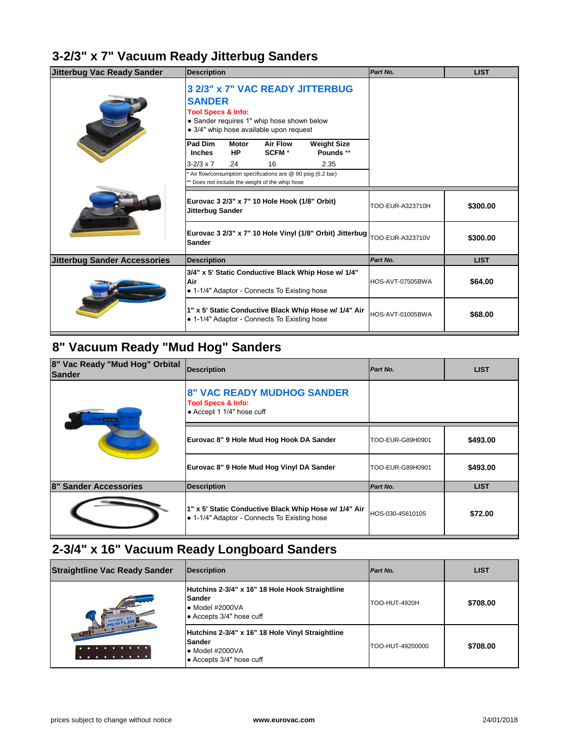## 3-2/3" x 7" Vacuum Ready Jitterbug Sanders

| Jitterbug Vac Ready Sander | Description | Part No. | LIST |
|---|---|---|---|
| | **3 2/3" x 7" VAC READY JITTERBUG SANDER**<br>**Tool Specs & Info:**<br>• Sander requires 1" whip hose shown below<br>• 3/4" whip hose available upon request | | |
| | **Eurovac 3 2/3" x 7" 10 Hole Hook (1/8" Orbit) Jitterbug Sander** | TOO-EUR-A323710H | **$300.00** |
| | **Eurovac 3 2/3" x 7" 10 Hole Vinyl (1/8" Orbit) Jitterbug Sander** | TOO-EUR-A323710V | **$300.00** |

| Pad Dim Inches | Motor HP | Air Flow SCFM * | Weight Size Pounds ** |
|---|---|---|---|
| 3-2/3 x 7 | .24 | 16 | 2.35 |

\* Air flow/consumption specifications are @ 90 psig (6.2 bar)
\*\* Does not include the weight of the whip hose

| Jitterbug Sander Accessories | Description | Part No. | LIST |
|---|---|---|---|
| | **3/4" x 5' Static Conductive Black Whip Hose w/ 1/4" Air**<br>• 1-1/4" Adaptor - Connects To Existing hose | HOS-AVT-07505BWA | **$64.00** |
| | **1" x 5' Static Conductive Black Whip Hose w/ 1/4" Air**<br>• 1-1/4" Adaptor - Connects To Existing hose | HOS-AVT-01005BWA | **$68.00** |

## 8" Vacuum Ready "Mud Hog" Sanders

| 8" Vac Ready "Mud Hog" Orbital Sander | Description | Part No. | LIST |
|---|---|---|---|
| | **8" VAC READY MUDHOG SANDER**<br>**Tool Specs & Info:**<br>• Accept 1 1/4" hose cuff | | |
| | **Eurovac 8" 9 Hole Mud Hog Hook DA Sander** | TOO-EUR-G89H0901 | **$493.00** |
| | **Eurovac 8" 9 Hole Mud Hog Vinyl DA Sander** | TOO-EUR-G89H0901 | **$493.00** |

| 8" Sander Accessories | Description | Part No. | LIST |
|---|---|---|---|
| | **1" x 5' Static Conductive Black Whip Hose w/ 1/4" Air**<br>• 1-1/4" Adaptor - Connects To Existing hose | HOS-030-45610105 | **$72.00** |

## 2-3/4" x 16" Vacuum Ready Longboard Sanders

| Straightline Vac Ready Sander | Description | Part No. | LIST |
|---|---|---|---|
| | **Hutchins 2-3/4" x 16" 18 Hole Hook Straightline Sander**<br>• Model #2000VA<br>• Accepts 3/4" hose cuff | TOO-HUT-4920H | **$708.00** |
| | **Hutchins 2-3/4" x 16" 18 Hole Vinyl Straightline Sander**<br>• Model #2000VA<br>• Accepts 3/4" hose cuff | TOO-HUT-49200000 | **$708.00** |

prices subject to change without notice &nbsp;&nbsp;&nbsp; **www.eurovac.com** &nbsp;&nbsp;&nbsp; 24/01/2018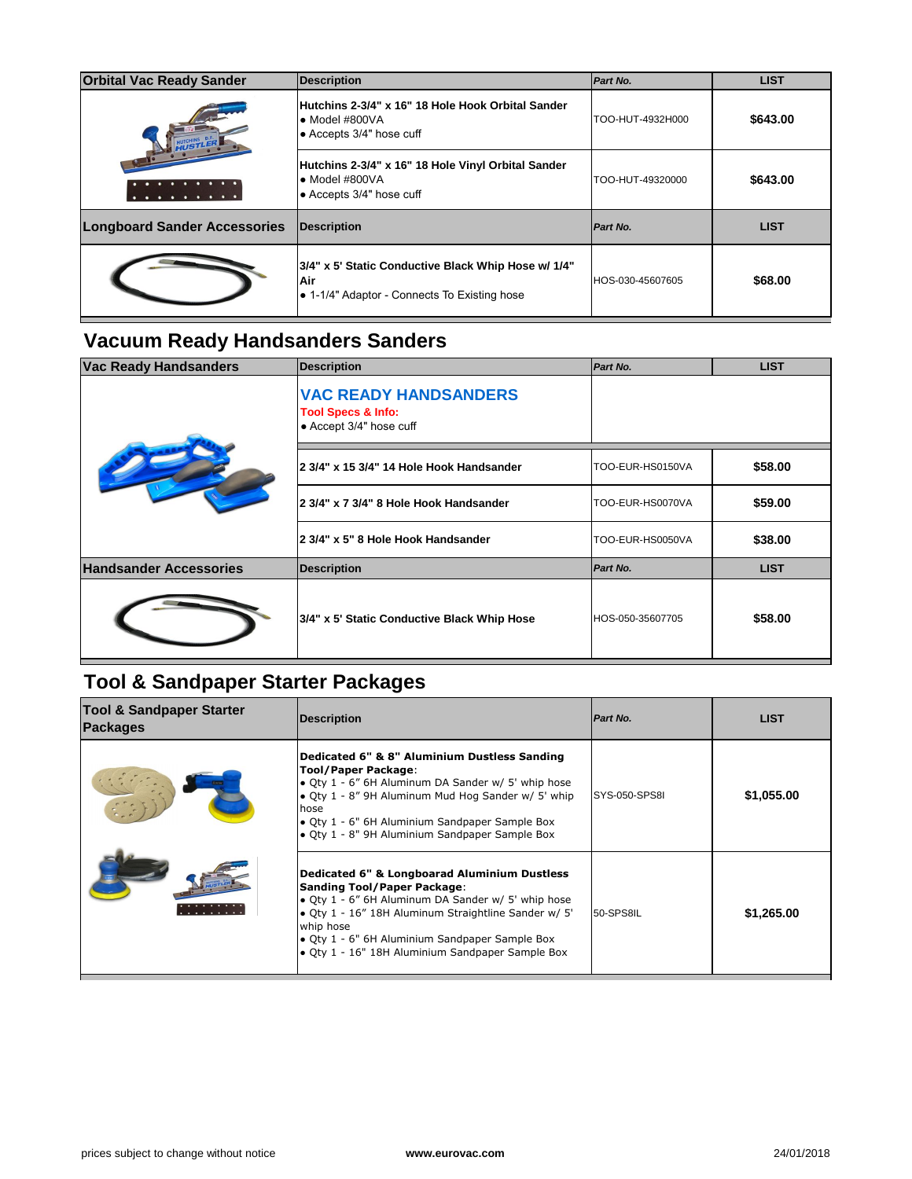| Orbital Vac Ready Sander | Description | Part No. | LIST |
|---|---|---|---|
| | **Hutchins 2-3/4" x 16" 18 Hole Hook Orbital Sander**<br>• Model #800VA<br>• Accepts 3/4" hose cuff | TOO-HUT-4932H000 | **$643.00** |
| | **Hutchins 2-3/4" x 16" 18 Hole Vinyl Orbital Sander**<br>• Model #800VA<br>• Accepts 3/4" hose cuff | TOO-HUT-49320000 | **$643.00** |

| Longboard Sander Accessories | Description | Part No. | LIST |
|---|---|---|---|
| | **3/4" x 5' Static Conductive Black Whip Hose w/ 1/4" Air**<br>• 1-1/4" Adaptor - Connects To Existing hose | HOS-030-45607605 | **$68.00** |

## Vacuum Ready Handsanders Sanders

| Vac Ready Handsanders | Description | Part No. | LIST |
|---|---|---|---|
| | **VAC READY HANDSANDERS**<br>**Tool Specs & Info:**<br>• Accept 3/4" hose cuff | | |
| | **2 3/4" x 15 3/4" 14 Hole Hook Handsander** | TOO-EUR-HS0150VA | **$58.00** |
| | **2 3/4" x 7 3/4" 8 Hole Hook Handsander** | TOO-EUR-HS0070VA | **$59.00** |
| | **2 3/4" x 5" 8 Hole Hook Handsander** | TOO-EUR-HS0050VA | **$38.00** |

| Handsander Accessories | Description | Part No. | LIST |
|---|---|---|---|
| | **3/4" x 5' Static Conductive Black Whip Hose** | HOS-050-35607705 | **$58.00** |

## Tool & Sandpaper Starter Packages

| Tool & Sandpaper Starter Packages | Description | Part No. | LIST |
|---|---|---|---|
| | **Dedicated 6" & 8" Aluminium Dustless Sanding Tool/Paper Package**:<br>• Qty 1 - 6" 6H Aluminum DA Sander w/ 5' whip hose<br>• Qty 1 - 8" 9H Aluminum Mud Hog Sander w/ 5' whip hose<br>• Qty 1 - 6" 6H Aluminium Sandpaper Sample Box<br>• Qty 1 - 8" 9H Aluminium Sandpaper Sample Box | SYS-050-SPS8I | **$1,055.00** |
| | **Dedicated 6" & Longboarad Aluminium Dustless Sanding Tool/Paper Package**:<br>• Qty 1 - 6" 6H Aluminum DA Sander w/ 5' whip hose<br>• Qty 1 - 16" 18H Aluminum Straightline Sander w/ 5' whip hose<br>• Qty 1 - 6" 6H Aluminium Sandpaper Sample Box<br>• Qty 1 - 16" 18H Aluminium Sandpaper Sample Box | 50-SPS8IL | **$1,265.00** |

prices subject to change without notice — **www.eurovac.com** — 24/01/2018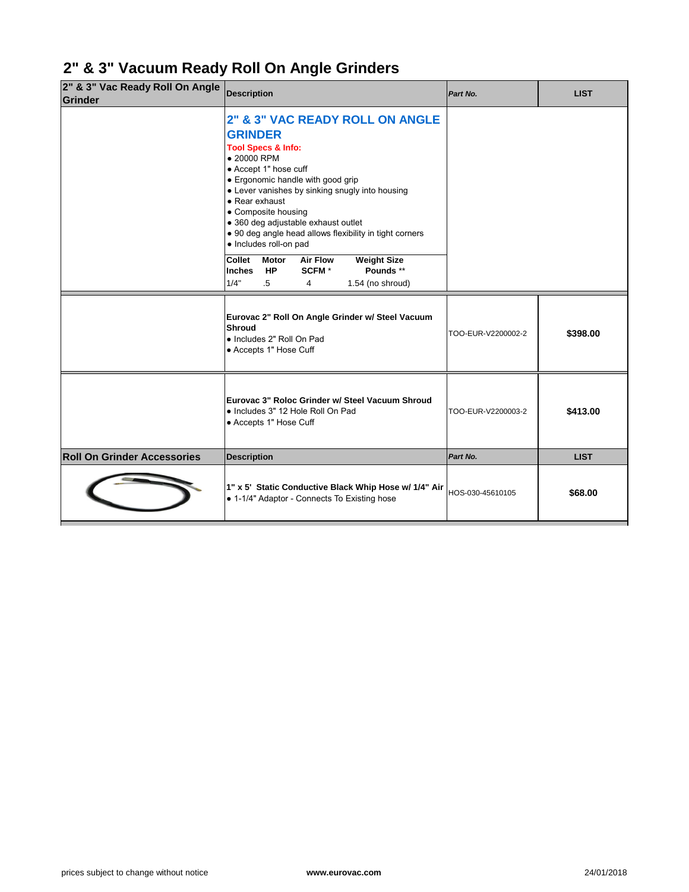# 2" & 3" Vacuum Ready Roll On Angle Grinders

| 2" & 3" Vac Ready Roll On Angle Grinder | Description | Part No. | LIST |
|---|---|---|---|
| | **2" & 3" VAC READY ROLL ON ANGLE GRINDER**<br>**Tool Specs & Info:**<br>• 20000 RPM<br>• Accept 1" hose cuff<br>• Ergonomic handle with good grip<br>• Lever vanishes by sinking snugly into housing<br>• Rear exhaust<br>• Composite housing<br>• 360 deg adjustable exhaust outlet<br>• 90 deg angle head allows flexibility in tight corners<br>• Includes roll-on pad<br>**Collet Inches** / **Motor HP** / **Air Flow SCFM \*** / **Weight Size Pounds \*\***<br>1/4" / .5 / 4 / 1.54 (no shroud) | | |
| | **Eurovac 2" Roll On Angle Grinder w/ Steel Vacuum Shroud**<br>• Includes 2" Roll On Pad<br>• Accepts 1" Hose Cuff | TOO-EUR-V2200002-2 | **$398.00** |
| | **Eurovac 3" Roloc Grinder w/ Steel Vacuum Shroud**<br>• Includes 3" 12 Hole Roll On Pad<br>• Accepts 1" Hose Cuff | TOO-EUR-V2200003-2 | **$413.00** |

| Roll On Grinder Accessories | Description | Part No. | LIST |
|---|---|---|---|
| | **1" x 5' Static Conductive Black Whip Hose w/ 1/4" Air**<br>• 1-1/4" Adaptor - Connects To Existing hose | HOS-030-45610105 | **$68.00** |

prices subject to change without notice | www.eurovac.com | 24/01/2018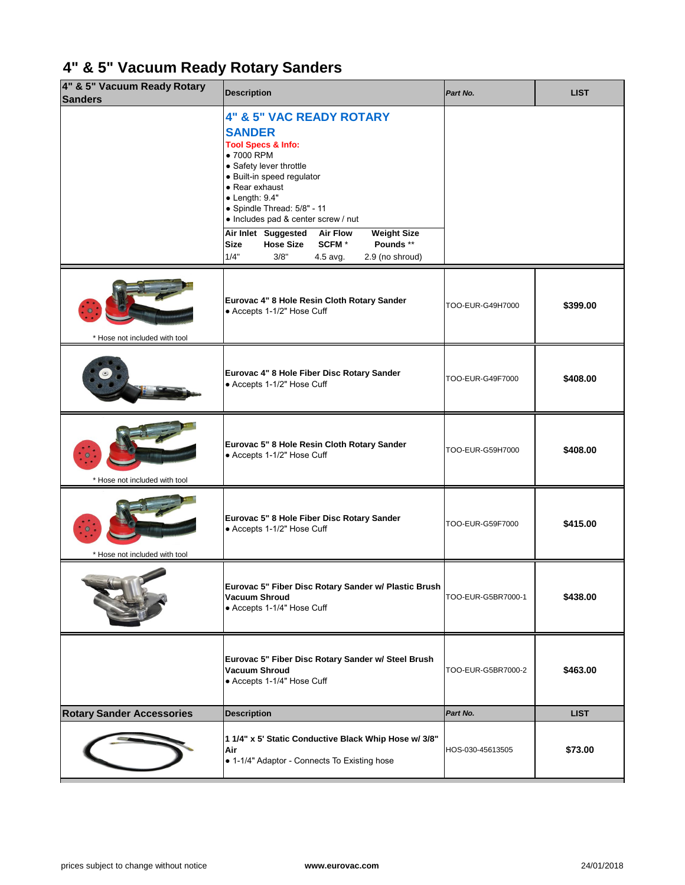# 4" & 5" Vacuum Ready Rotary Sanders

| 4" & 5" Vacuum Ready Rotary Sanders | Description | *Part No.* | LIST |
|---|---|---|---|
| | **4" & 5" VAC READY ROTARY SANDER**<br>**Tool Specs & Info:**<br>● 7000 RPM<br>● Safety lever throttle<br>● Built-in speed regulator<br>● Rear exhaust<br>● Length: 9.4"<br>● Spindle Thread: 5/8" - 11<br>● Includes pad & center screw / nut<br>**Air Inlet Size:** 1/4" · **Suggested Hose Size:** 3/8" · **Air Flow SCFM \*:** 4.5 avg. · **Weight Size Pounds \*\*:** 2.9 (no shroud) | | |
| * Hose not included with tool | **Eurovac 4" 8 Hole Resin Cloth Rotary Sander**<br>● Accepts 1-1/2" Hose Cuff | TOO-EUR-G49H7000 | **$399.00** |
| | **Eurovac 4" 8 Hole Fiber Disc Rotary Sander**<br>● Accepts 1-1/2" Hose Cuff | TOO-EUR-G49F7000 | **$408.00** |
| * Hose not included with tool | **Eurovac 5" 8 Hole Resin Cloth Rotary Sander**<br>● Accepts 1-1/2" Hose Cuff | TOO-EUR-G59H7000 | **$408.00** |
| * Hose not included with tool | **Eurovac 5" 8 Hole Fiber Disc Rotary Sander**<br>● Accepts 1-1/2" Hose Cuff | TOO-EUR-G59F7000 | **$415.00** |
| | **Eurovac 5" Fiber Disc Rotary Sander w/ Plastic Brush Vacuum Shroud**<br>● Accepts 1-1/4" Hose Cuff | TOO-EUR-G5BR7000-1 | **$438.00** |
| | **Eurovac 5" Fiber Disc Rotary Sander w/ Steel Brush Vacuum Shroud**<br>● Accepts 1-1/4" Hose Cuff | TOO-EUR-G5BR7000-2 | **$463.00** |
| **Rotary Sander Accessories** | **Description** | ***Part No.*** | **LIST** |
| | **1 1/4" x 5' Static Conductive Black Whip Hose w/ 3/8" Air**<br>● 1-1/4" Adaptor - Connects To Existing hose | HOS-030-45613505 | **$73.00** |

prices subject to change without notice · www.eurovac.com · 24/01/2018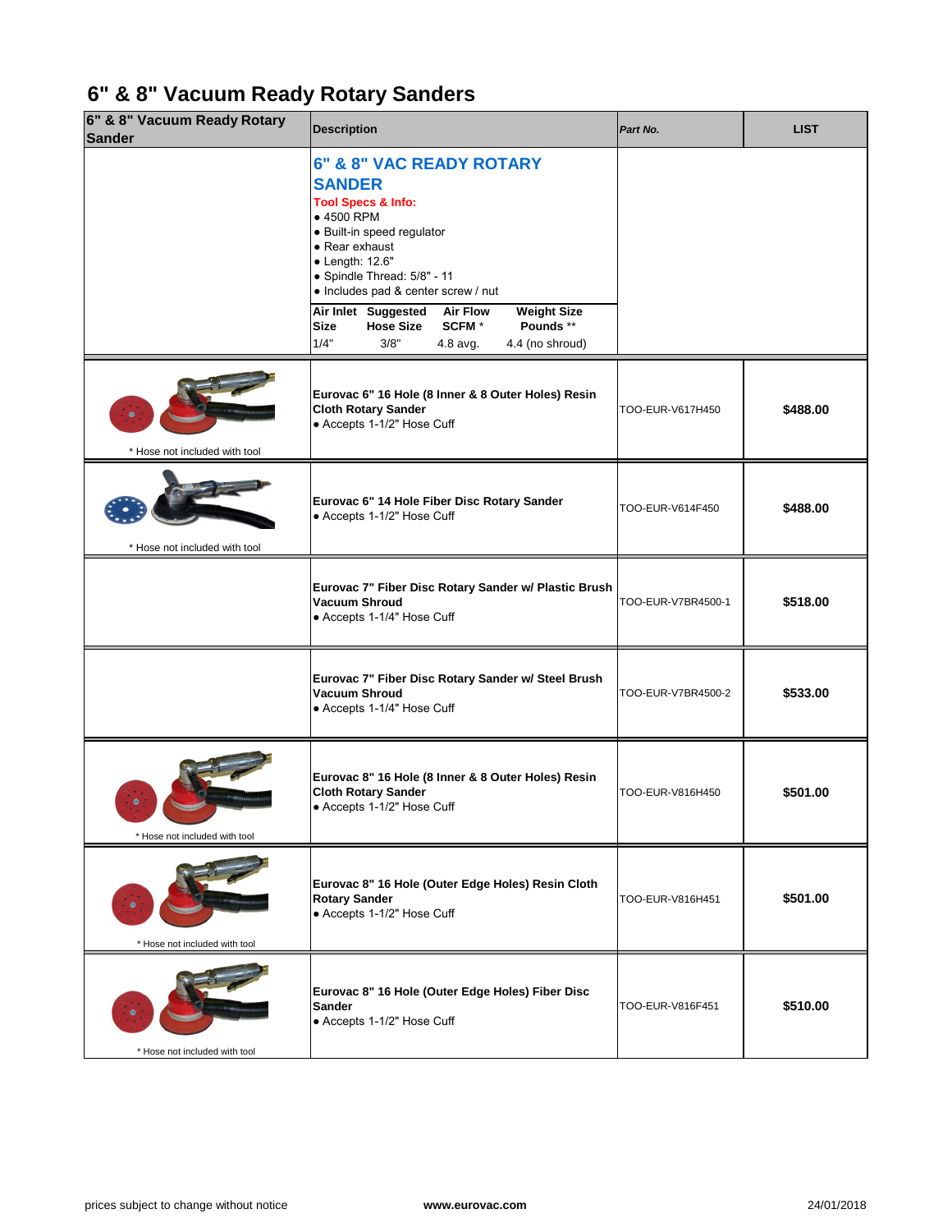# 6" & 8" Vacuum Ready Rotary Sanders

| 6" & 8" Vacuum Ready Rotary Sander | Description | Part No. | LIST |
|---|---|---|---|
| | **6" & 8" VAC READY ROTARY SANDER**<br>**Tool Specs & Info:**<br>• 4500 RPM<br>• Built-in speed regulator<br>• Rear exhaust<br>• Length: 12.6"<br>• Spindle Thread: 5/8" - 11<br>• Includes pad & center screw / nut<br>**Air Inlet Size**: 1/4" — **Suggested Hose Size**: 3/8" — **Air Flow SCFM** *: 4.8 avg. — **Weight Size Pounds** **: 4.4 (no shroud) | | |
| * Hose not included with tool | **Eurovac 6" 16 Hole (8 Inner & 8 Outer Holes) Resin Cloth Rotary Sander**<br>• Accepts 1-1/2" Hose Cuff | TOO-EUR-V617H450 | **$488.00** |
| * Hose not included with tool | **Eurovac 6" 14 Hole Fiber Disc Rotary Sander**<br>• Accepts 1-1/2" Hose Cuff | TOO-EUR-V614F450 | **$488.00** |
| | **Eurovac 7" Fiber Disc Rotary Sander w/ Plastic Brush Vacuum Shroud**<br>• Accepts 1-1/4" Hose Cuff | TOO-EUR-V7BR4500-1 | **$518.00** |
| | **Eurovac 7" Fiber Disc Rotary Sander w/ Steel Brush Vacuum Shroud**<br>• Accepts 1-1/4" Hose Cuff | TOO-EUR-V7BR4500-2 | **$533.00** |
| * Hose not included with tool | **Eurovac 8" 16 Hole (8 Inner & 8 Outer Holes) Resin Cloth Rotary Sander**<br>• Accepts 1-1/2" Hose Cuff | TOO-EUR-V816H450 | **$501.00** |
| * Hose not included with tool | **Eurovac 8" 16 Hole (Outer Edge Holes) Resin Cloth Rotary Sander**<br>• Accepts 1-1/2" Hose Cuff | TOO-EUR-V816H451 | **$501.00** |
| * Hose not included with tool | **Eurovac 8" 16 Hole (Outer Edge Holes) Fiber Disc Sander**<br>• Accepts 1-1/2" Hose Cuff | TOO-EUR-V816F451 | **$510.00** |

prices subject to change without notice — **www.eurovac.com** — 24/01/2018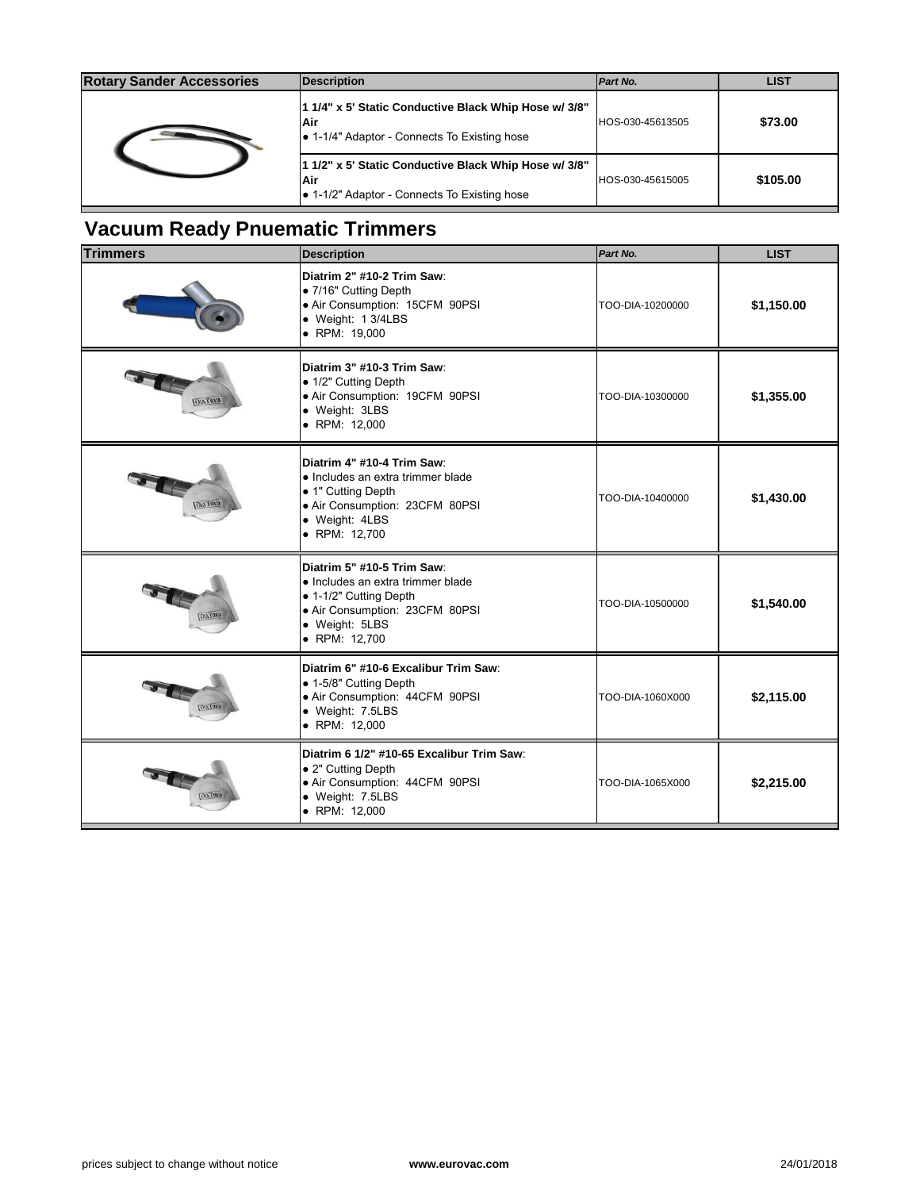| Rotary Sander Accessories | Description | Part No. | LIST |
|---|---|---|---|
| | **1 1/4" x 5' Static Conductive Black Whip Hose w/ 3/8" Air** ● 1-1/4" Adaptor - Connects To Existing hose | HOS-030-45613505 | **$73.00** |
| | **1 1/2" x 5' Static Conductive Black Whip Hose w/ 3/8" Air** ● 1-1/2" Adaptor - Connects To Existing hose | HOS-030-45615005 | **$105.00** |

## Vacuum Ready Pnuematic Trimmers

| Trimmers | Description | Part No. | LIST |
|---|---|---|---|
| | **Diatrim 2" #10-2 Trim Saw**: ● 7/16" Cutting Depth ● Air Consumption: 15CFM 90PSI ● Weight: 1 3/4LBS ● RPM: 19,000 | TOO-DIA-10200000 | **$1,150.00** |
| | **Diatrim 3" #10-3 Trim Saw**: ● 1/2" Cutting Depth ● Air Consumption: 19CFM 90PSI ● Weight: 3LBS ● RPM: 12,000 | TOO-DIA-10300000 | **$1,355.00** |
| | **Diatrim 4" #10-4 Trim Saw**: ● Includes an extra trimmer blade ● 1" Cutting Depth ● Air Consumption: 23CFM 80PSI ● Weight: 4LBS ● RPM: 12,700 | TOO-DIA-10400000 | **$1,430.00** |
| | **Diatrim 5" #10-5 Trim Saw**: ● Includes an extra trimmer blade ● 1-1/2" Cutting Depth ● Air Consumption: 23CFM 80PSI ● Weight: 5LBS ● RPM: 12,700 | TOO-DIA-10500000 | **$1,540.00** |
| | **Diatrim 6" #10-6 Excalibur Trim Saw**: ● 1-5/8" Cutting Depth ● Air Consumption: 44CFM 90PSI ● Weight: 7.5LBS ● RPM: 12,000 | TOO-DIA-1060X000 | **$2,115.00** |
| | **Diatrim 6 1/2" #10-65 Excalibur Trim Saw**: ● 2" Cutting Depth ● Air Consumption: 44CFM 90PSI ● Weight: 7.5LBS ● RPM: 12,000 | TOO-DIA-1065X000 | **$2,215.00** |

prices subject to change without notice    **www.eurovac.com**    24/01/2018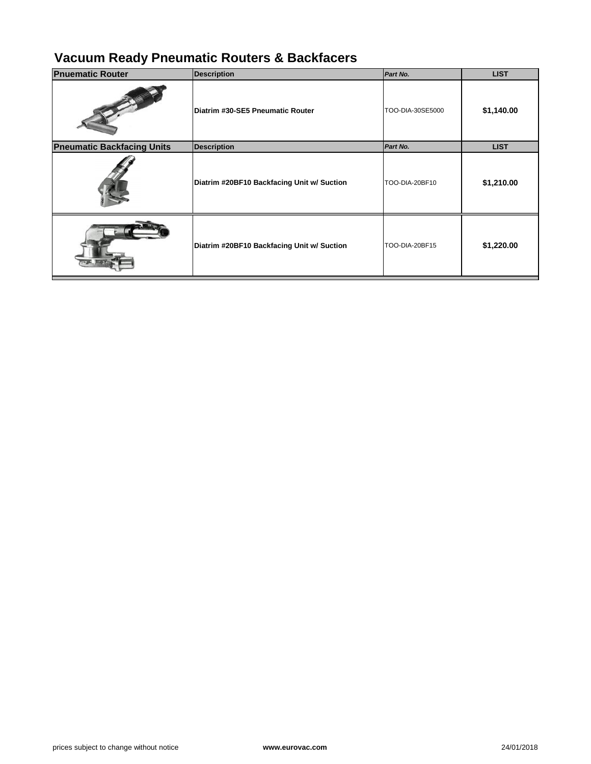# Vacuum Ready Pneumatic Routers & Backfacers

| Pnuematic Router | Description | Part No. | LIST |
|---|---|---|---|
| | Diatrim #30-SE5 Pneumatic Router | TOO-DIA-30SE5000 | $1,140.00 |
| **Pneumatic Backfacing Units** | **Description** | ***Part No.*** | **LIST** |
| | Diatrim #20BF10 Backfacing Unit w/ Suction | TOO-DIA-20BF10 | $1,210.00 |
| | Diatrim #20BF10 Backfacing Unit w/ Suction | TOO-DIA-20BF15 | $1,220.00 |

prices subject to change without notice

www.eurovac.com

24/01/2018